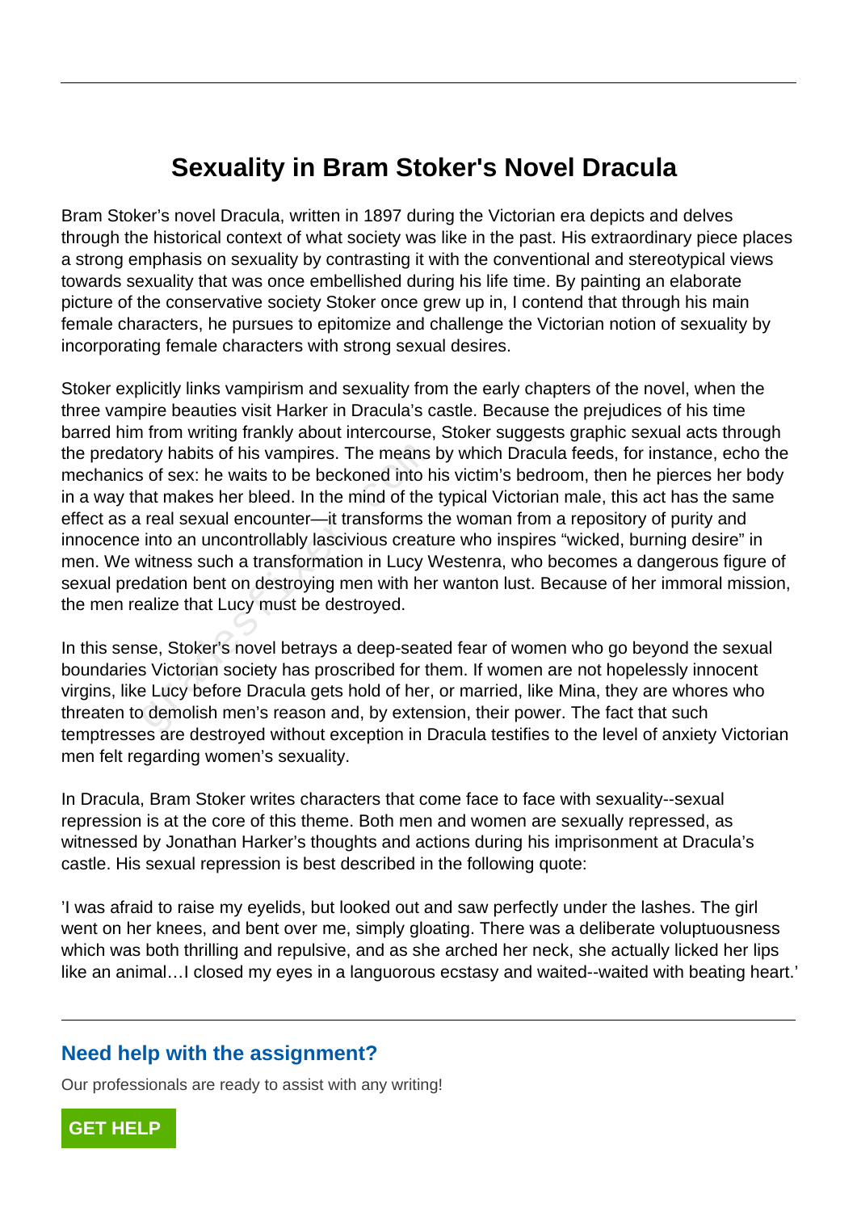# Sexuality in Bram Stoker's Novel Dracula

Bram Stoker's novel Dracula, written in 1897 during the Victorian era depicts and delves through the historical context of what society was like in the past. His extraordinary piece places a strong emphasis on sexuality by contrasting it with the conventional and stereotypical views towards sexuality that was once embellished during his life time. By painting an elaborate picture of the conservative society Stoker once grew up in, I contend that through his main female characters, he pursues to epitomize and challenge the Victorian notion of sexuality by incorporating female characters with strong sexual desires.

Stoker explicitly links vampirism and sexuality from the early chapters of the novel, when the three vampire beauties visit Harker in Dracula's castle. Because the prejudices of his time barred him from writing frankly about intercourse, Stoker suggests graphic sexual acts through the predatory habits of his vampires. The means by which Dracula feeds, for instance, echo the mechanics of sex: he waits to be beckoned into his victim's bedroom, then he pierces her body in a way that makes her bleed. In the mind of the typical Victorian male, this act has the same effect as a real sexual encounter—it transforms the woman from a repository of purity and innocence into an uncontrollably lascivious creature who inspires "wicked, burning desire" in men. We witness such a transformation in Lucy Westenra, who becomes a dangerous figure of sexual predation bent on destroying men with her wanton lust. Because of her immoral mission, the men realize that Lucy must be destroyed.

In this sense, Stoker's novel betrays a deep-seated fear of women who go beyond the sexual boundaries Victorian society has proscribed for them. If women are not hopelessly innocent virgins, like Lucy before Dracula gets hold of her, or married, like Mina, they are whores who threaten to demolish men's reason and, by extension, their power. The fact that such temptresses are destroyed without exception in Dracula testifies to the level of anxiety Victorian men felt regarding women's sexuality.

In Dracula, Bram Stoker writes characters that come face to face with sexuality--sexual repression is at the core of this theme. Both men and women are sexually repressed, as witnessed by Jonathan Harker's thoughts and actions during his imprisonment at Dracula's castle. His sexual repression is best described in the following quote:

'I was afraid to raise my eyelids, but looked out and saw perfectly under the lashes. The girl went on her knees, and bent over me, simply gloating. There was a deliberate voluptuousness which was both thrilling and repulsive, and as she arched her neck, she actually licked her lips like an animal…I closed my eyes in a languorous ecstasy and waited--waited with beating heart.'

## Need help with the assignment?

Our professionals are ready to assist with any writing!

GET HELP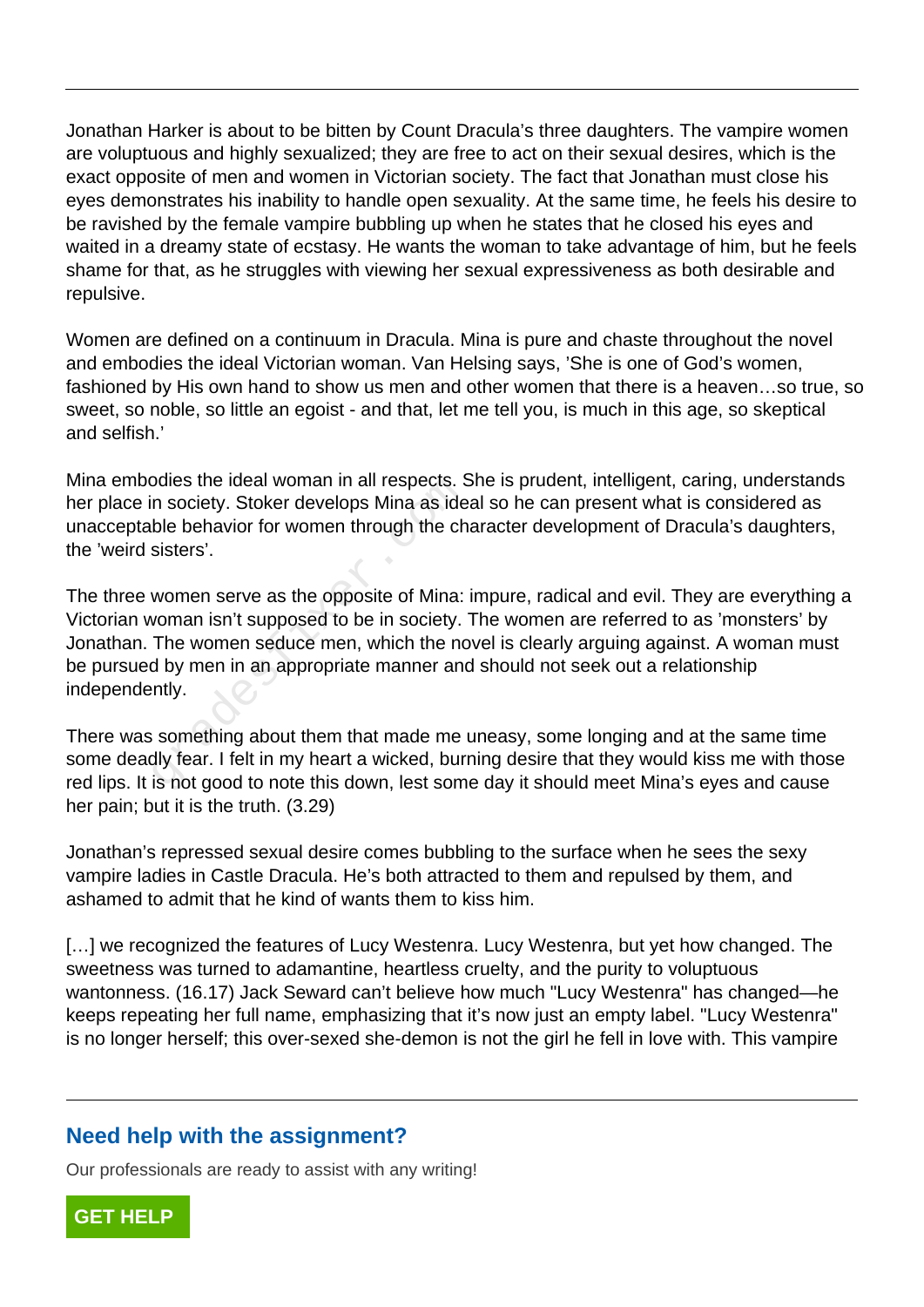Jonathan Harker is about to be bitten by Count Dracula's three daughters. The vampire women are voluptuous and highly sexualized; they are free to act on their sexual desires, which is the exact opposite of men and women in Victorian society. The fact that Jonathan must close his eyes demonstrates his inability to handle open sexuality. At the same time, he feels his desire to be ravished by the female vampire bubbling up when he states that he closed his eyes and waited in a dreamy state of ecstasy. He wants the woman to take advantage of him, but he feels shame for that, as he struggles with viewing her sexual expressiveness as both desirable and repulsive.

Women are defined on a continuum in Dracula. Mina is pure and chaste throughout the novel and embodies the ideal Victorian woman. Van Helsing says, 'She is one of God's women, fashioned by His own hand to show us men and other women that there is a heaven…so true, so sweet, so noble, so little an egoist - and that, let me tell you, is much in this age, so skeptical and selfish.'

Mina embodies the ideal woman in all respects. She is prudent, intelligent, caring, understands her place in society. Stoker develops Mina as ideal so he can present what is considered as unacceptable behavior for women through the character development of Dracula's daughters, the 'weird sisters'.

The three women serve as the opposite of Mina: impure, radical and evil. They are everything a Victorian woman isn't supposed to be in society. The women are referred to as 'monsters' by Jonathan. The women seduce men, which the novel is clearly arguing against. A woman must be pursued by men in an appropriate manner and should not seek out a relationship independently.

There was something about them that made me uneasy, some longing and at the same time some deadly fear. I felt in my heart a wicked, burning desire that they would kiss me with those red lips. It is not good to note this down, lest some day it should meet Mina's eyes and cause her pain; but it is the truth. (3.29)

Jonathan's repressed sexual desire comes bubbling to the surface when he sees the sexy vampire ladies in Castle Dracula. He's both attracted to them and repulsed by them, and ashamed to admit that he kind of wants them to kiss him.

[…] we recognized the features of Lucy Westenra. Lucy Westenra, but yet how changed. The sweetness was turned to adamantine, heartless cruelty, and the purity to voluptuous wantonness. (16.17) Jack Seward can't believe how much "Lucy Westenra" has changed—he keeps repeating her full name, emphasizing that it's now just an empty label. "Lucy Westenra" is no longer herself; this over-sexed she-demon is not the girl he fell in love with. This vampire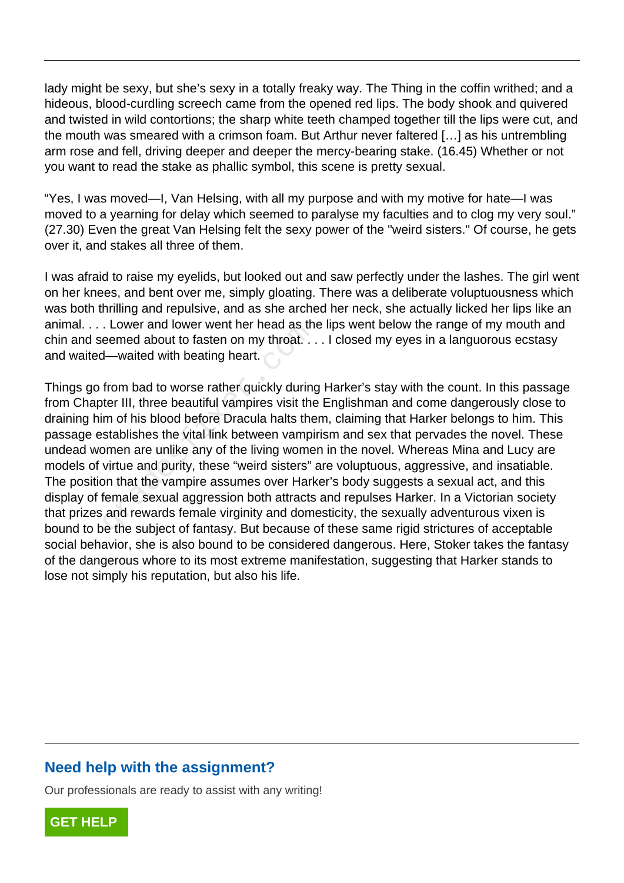lady might be sexy, but she's sexy in a totally freaky way. The Thing in the coffin writhed; and a hideous, blood-curdling screech came from the opened red lips. The body shook and quivered and twisted in wild contortions; the sharp white teeth champed together till the lips were cut, and the mouth was smeared with a crimson foam. But Arthur never faltered […] as his untrembling arm rose and fell, driving deeper and deeper the mercy-bearing stake. (16.45) Whether or not you want to read the stake as phallic symbol, this scene is pretty sexual.

"Yes, I was moved—I, Van Helsing, with all my purpose and with my motive for hate—I was moved to a yearning for delay which seemed to paralyse my faculties and to clog my very soul." (27.30) Even the great Van Helsing felt the sexy power of the "weird sisters." Of course, he gets over it, and stakes all three of them.

I was afraid to raise my eyelids, but looked out and saw perfectly under the lashes. The girl went on her knees, and bent over me, simply gloating. There was a deliberate voluptuousness which was both thrilling and repulsive, and as she arched her neck, she actually licked her lips like an animal. . . . Lower and lower went her head as the lips went below the range of my mouth and chin and seemed about to fasten on my throat. . . . I closed my eyes in a languorous ecstasy and waited—waited with beating heart.

Things go from bad to worse rather quickly during Harker's stay with the count. In this passage from Chapter III, three beautiful vampires visit the Englishman and come dangerously close to draining him of his blood before Dracula halts them, claiming that Harker belongs to him. This passage establishes the vital link between vampirism and sex that pervades the novel. These undead women are unlike any of the living women in the novel. Whereas Mina and Lucy are models of virtue and purity, these "weird sisters" are voluptuous, aggressive, and insatiable. The position that the vampire assumes over Harker's body suggests a sexual act, and this display of female sexual aggression both attracts and repulses Harker. In a Victorian society that prizes and rewards female virginity and domesticity, the sexually adventurous vixen is bound to be the subject of fantasy. But because of these same rigid strictures of acceptable social behavior, she is also bound to be considered dangerous. Here, Stoker takes the fantasy of the dangerous whore to its most extreme manifestation, suggesting that Harker stands to lose not simply his reputation, but also his life.

## Need help with the assignment?

Our professionals are ready to assist with any writing!

**GET HELP**